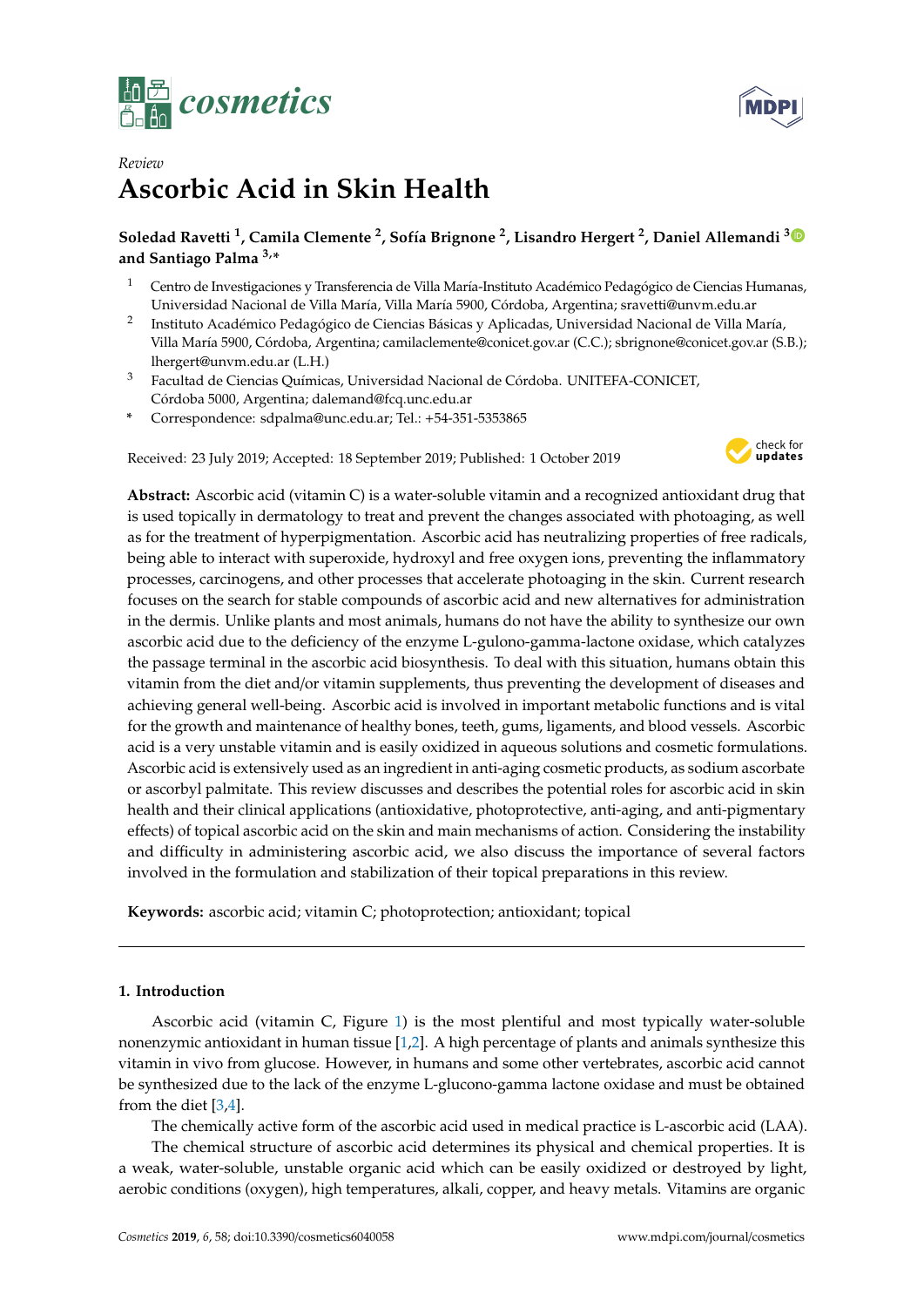Review

# Ascorbic Acid in Skin Health

**Soledad Ravetti [1], Camila Clemente [2], Sofía Brignone [2], Lisandro Hergert [2], Daniel Allemandi [3] and Santiago Palma [3,*]**

[1] Centro de Investigaciones y Transferencia de Villa María-Instituto Académico Pedagógico de Ciencias Humanas, Universidad Nacional de Villa María, Villa María 5900, Córdoba, Argentina; sravetti@unvm.edu.ar

[2] Instituto Académico Pedagógico de Ciencias Básicas y Aplicadas, Universidad Nacional de Villa María, Villa María 5900, Córdoba, Argentina; camilaclemente@conicet.gov.ar (C.C.); sbrignone@conicet.gov.ar (S.B.); lhergert@unvm.edu.ar (L.H.)

[3] Facultad de Ciencias Químicas, Universidad Nacional de Córdoba. UNITEFA-CONICET, Córdoba 5000, Argentina; dalemand@fcq.unc.edu.ar

* Correspondence: sdpalma@unc.edu.ar; Tel.: +54-351-5353865

Received: 23 July 2019; Accepted: 18 September 2019; Published: 1 October 2019

**Abstract:** Ascorbic acid (vitamin C) is a water-soluble vitamin and a recognized antioxidant drug that is used topically in dermatology to treat and prevent the changes associated with photoaging, as well as for the treatment of hyperpigmentation. Ascorbic acid has neutralizing properties of free radicals, being able to interact with superoxide, hydroxyl and free oxygen ions, preventing the inflammatory processes, carcinogens, and other processes that accelerate photoaging in the skin. Current research focuses on the search for stable compounds of ascorbic acid and new alternatives for administration in the dermis. Unlike plants and most animals, humans do not have the ability to synthesize our own ascorbic acid due to the deficiency of the enzyme L-gulono-gamma-lactone oxidase, which catalyzes the passage terminal in the ascorbic acid biosynthesis. To deal with this situation, humans obtain this vitamin from the diet and/or vitamin supplements, thus preventing the development of diseases and achieving general well-being. Ascorbic acid is involved in important metabolic functions and is vital for the growth and maintenance of healthy bones, teeth, gums, ligaments, and blood vessels. Ascorbic acid is a very unstable vitamin and is easily oxidized in aqueous solutions and cosmetic formulations. Ascorbic acid is extensively used as an ingredient in anti-aging cosmetic products, as sodium ascorbate or ascorbyl palmitate. This review discusses and describes the potential roles for ascorbic acid in skin health and their clinical applications (antioxidative, photoprotective, anti-aging, and anti-pigmentary effects) of topical ascorbic acid on the skin and main mechanisms of action. Considering the instability and difficulty in administering ascorbic acid, we also discuss the importance of several factors involved in the formulation and stabilization of their topical preparations in this review.

**Keywords:** ascorbic acid; vitamin C; photoprotection; antioxidant; topical

## 1. Introduction

Ascorbic acid (vitamin C, Figure 1) is the most plentiful and most typically water-soluble nonenzymic antioxidant in human tissue [1,2]. A high percentage of plants and animals synthesize this vitamin in vivo from glucose. However, in humans and some other vertebrates, ascorbic acid cannot be synthesized due to the lack of the enzyme L-glucono-gamma lactone oxidase and must be obtained from the diet [3,4].

The chemically active form of the ascorbic acid used in medical practice is L-ascorbic acid (LAA).

The chemical structure of ascorbic acid determines its physical and chemical properties. It is a weak, water-soluble, unstable organic acid which can be easily oxidized or destroyed by light, aerobic conditions (oxygen), high temperatures, alkali, copper, and heavy metals. Vitamins are organic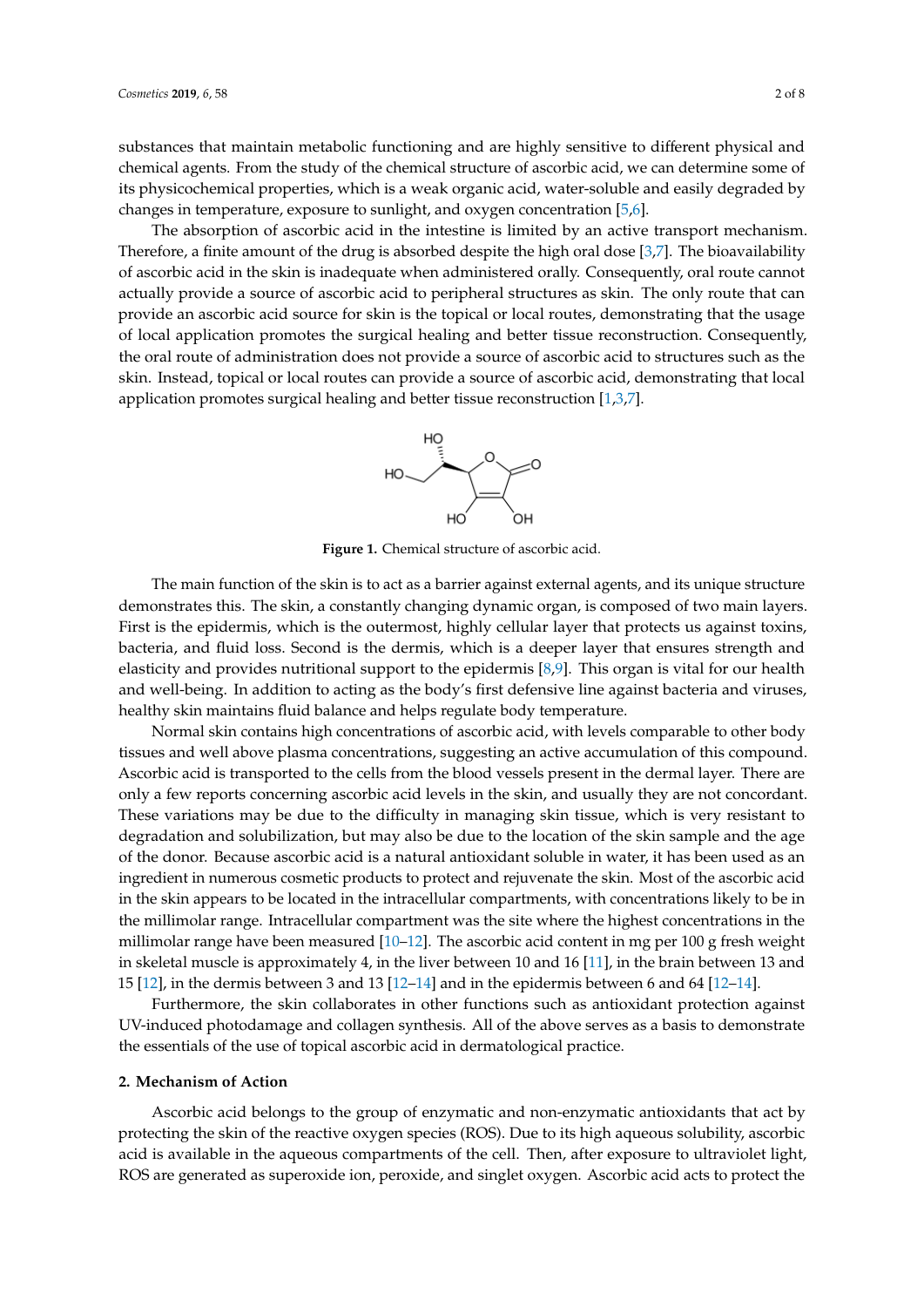substances that maintain metabolic functioning and are highly sensitive to different physical and chemical agents. From the study of the chemical structure of ascorbic acid, we can determine some of its physicochemical properties, which is a weak organic acid, water-soluble and easily degraded by changes in temperature, exposure to sunlight, and oxygen concentration [5,6].

The absorption of ascorbic acid in the intestine is limited by an active transport mechanism. Therefore, a finite amount of the drug is absorbed despite the high oral dose [3,7]. The bioavailability of ascorbic acid in the skin is inadequate when administered orally. Consequently, oral route cannot actually provide a source of ascorbic acid to peripheral structures as skin. The only route that can provide an ascorbic acid source for skin is the topical or local routes, demonstrating that the usage of local application promotes the surgical healing and better tissue reconstruction. Consequently, the oral route of administration does not provide a source of ascorbic acid to structures such as the skin. Instead, topical or local routes can provide a source of ascorbic acid, demonstrating that local application promotes surgical healing and better tissue reconstruction [1,3,7].

**Figure 1.** Chemical structure of ascorbic acid.

The main function of the skin is to act as a barrier against external agents, and its unique structure demonstrates this. The skin, a constantly changing dynamic organ, is composed of two main layers. First is the epidermis, which is the outermost, highly cellular layer that protects us against toxins, bacteria, and fluid loss. Second is the dermis, which is a deeper layer that ensures strength and elasticity and provides nutritional support to the epidermis [8,9]. This organ is vital for our health and well-being. In addition to acting as the body's first defensive line against bacteria and viruses, healthy skin maintains fluid balance and helps regulate body temperature.

Normal skin contains high concentrations of ascorbic acid, with levels comparable to other body tissues and well above plasma concentrations, suggesting an active accumulation of this compound. Ascorbic acid is transported to the cells from the blood vessels present in the dermal layer. There are only a few reports concerning ascorbic acid levels in the skin, and usually they are not concordant. These variations may be due to the difficulty in managing skin tissue, which is very resistant to degradation and solubilization, but may also be due to the location of the skin sample and the age of the donor. Because ascorbic acid is a natural antioxidant soluble in water, it has been used as an ingredient in numerous cosmetic products to protect and rejuvenate the skin. Most of the ascorbic acid in the skin appears to be located in the intracellular compartments, with concentrations likely to be in the millimolar range. Intracellular compartment was the site where the highest concentrations in the millimolar range have been measured [10–12]. The ascorbic acid content in mg per 100 g fresh weight in skeletal muscle is approximately 4, in the liver between 10 and 16 [11], in the brain between 13 and 15 [12], in the dermis between 3 and 13 [12–14] and in the epidermis between 6 and 64 [12–14].

Furthermore, the skin collaborates in other functions such as antioxidant protection against UV-induced photodamage and collagen synthesis. All of the above serves as a basis to demonstrate the essentials of the use of topical ascorbic acid in dermatological practice.

## 2. Mechanism of Action

Ascorbic acid belongs to the group of enzymatic and non-enzymatic antioxidants that act by protecting the skin of the reactive oxygen species (ROS). Due to its high aqueous solubility, ascorbic acid is available in the aqueous compartments of the cell. Then, after exposure to ultraviolet light, ROS are generated as superoxide ion, peroxide, and singlet oxygen. Ascorbic acid acts to protect the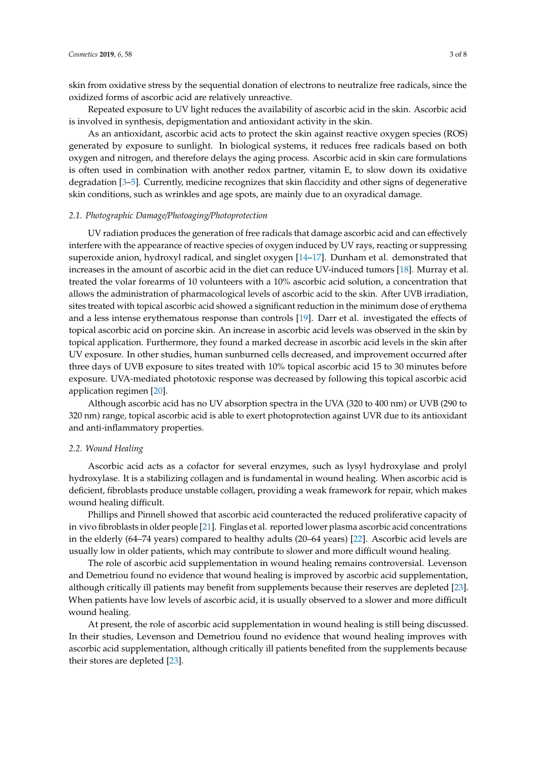skin from oxidative stress by the sequential donation of electrons to neutralize free radicals, since the oxidized forms of ascorbic acid are relatively unreactive.

Repeated exposure to UV light reduces the availability of ascorbic acid in the skin. Ascorbic acid is involved in synthesis, depigmentation and antioxidant activity in the skin.

As an antioxidant, ascorbic acid acts to protect the skin against reactive oxygen species (ROS) generated by exposure to sunlight. In biological systems, it reduces free radicals based on both oxygen and nitrogen, and therefore delays the aging process. Ascorbic acid in skin care formulations is often used in combination with another redox partner, vitamin E, to slow down its oxidative degradation [3–5]. Currently, medicine recognizes that skin flaccidity and other signs of degenerative skin conditions, such as wrinkles and age spots, are mainly due to an oxyradical damage.

### 2.1. Photographic Damage/Photoaging/Photoprotection

UV radiation produces the generation of free radicals that damage ascorbic acid and can effectively interfere with the appearance of reactive species of oxygen induced by UV rays, reacting or suppressing superoxide anion, hydroxyl radical, and singlet oxygen [14–17]. Dunham et al. demonstrated that increases in the amount of ascorbic acid in the diet can reduce UV-induced tumors [18]. Murray et al. treated the volar forearms of 10 volunteers with a 10% ascorbic acid solution, a concentration that allows the administration of pharmacological levels of ascorbic acid to the skin. After UVB irradiation, sites treated with topical ascorbic acid showed a significant reduction in the minimum dose of erythema and a less intense erythematous response than controls [19]. Darr et al. investigated the effects of topical ascorbic acid on porcine skin. An increase in ascorbic acid levels was observed in the skin by topical application. Furthermore, they found a marked decrease in ascorbic acid levels in the skin after UV exposure. In other studies, human sunburned cells decreased, and improvement occurred after three days of UVB exposure to sites treated with 10% topical ascorbic acid 15 to 30 minutes before exposure. UVA-mediated phototoxic response was decreased by following this topical ascorbic acid application regimen [20].

Although ascorbic acid has no UV absorption spectra in the UVA (320 to 400 nm) or UVB (290 to 320 nm) range, topical ascorbic acid is able to exert photoprotection against UVR due to its antioxidant and anti-inflammatory properties.

### 2.2. Wound Healing

Ascorbic acid acts as a cofactor for several enzymes, such as lysyl hydroxylase and prolyl hydroxylase. It is a stabilizing collagen and is fundamental in wound healing. When ascorbic acid is deficient, fibroblasts produce unstable collagen, providing a weak framework for repair, which makes wound healing difficult.

Phillips and Pinnell showed that ascorbic acid counteracted the reduced proliferative capacity of in vivo fibroblasts in older people [21]. Finglas et al. reported lower plasma ascorbic acid concentrations in the elderly (64–74 years) compared to healthy adults (20–64 years) [22]. Ascorbic acid levels are usually low in older patients, which may contribute to slower and more difficult wound healing.

The role of ascorbic acid supplementation in wound healing remains controversial. Levenson and Demetriou found no evidence that wound healing is improved by ascorbic acid supplementation, although critically ill patients may benefit from supplements because their reserves are depleted [23]. When patients have low levels of ascorbic acid, it is usually observed to a slower and more difficult wound healing.

At present, the role of ascorbic acid supplementation in wound healing is still being discussed. In their studies, Levenson and Demetriou found no evidence that wound healing improves with ascorbic acid supplementation, although critically ill patients benefited from the supplements because their stores are depleted [23].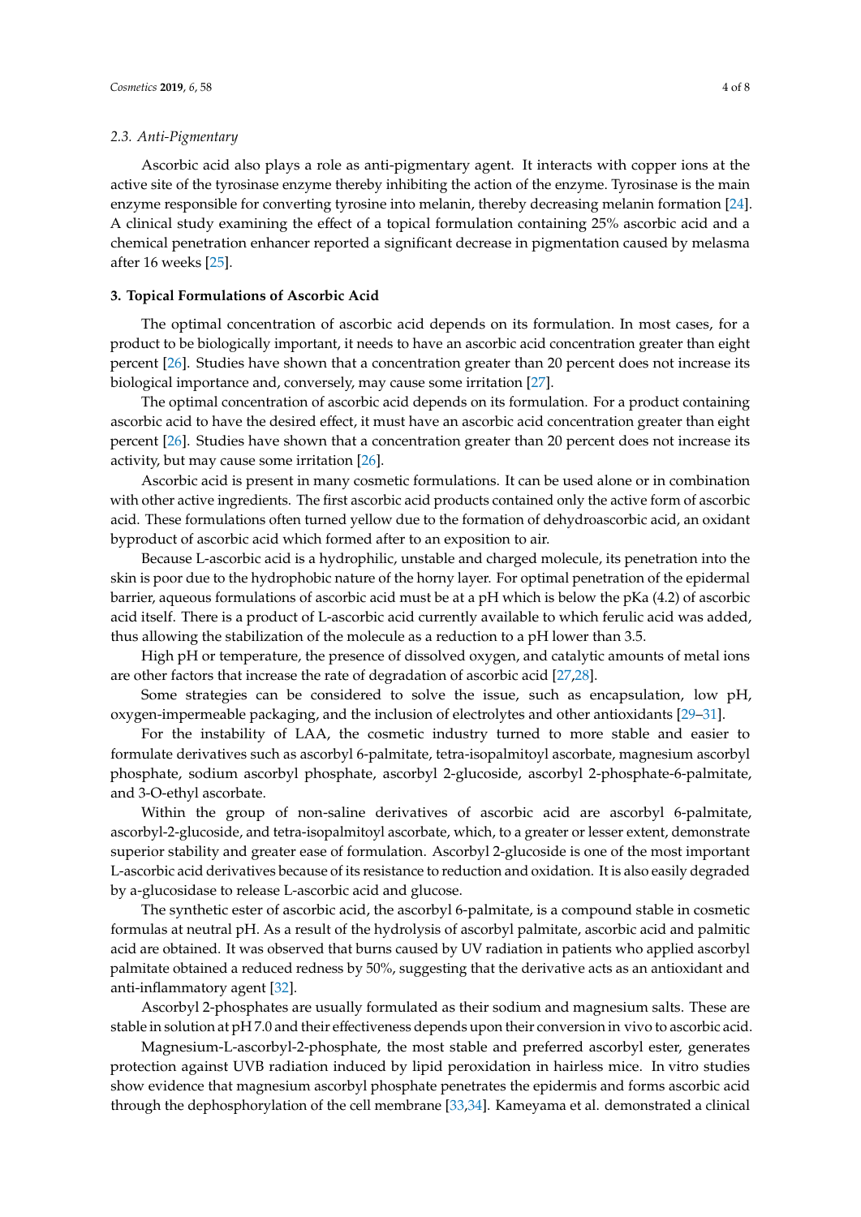### 2.3. Anti-Pigmentary

Ascorbic acid also plays a role as anti-pigmentary agent. It interacts with copper ions at the active site of the tyrosinase enzyme thereby inhibiting the action of the enzyme. Tyrosinase is the main enzyme responsible for converting tyrosine into melanin, thereby decreasing melanin formation [24]. A clinical study examining the effect of a topical formulation containing 25% ascorbic acid and a chemical penetration enhancer reported a significant decrease in pigmentation caused by melasma after 16 weeks [25].

## 3. Topical Formulations of Ascorbic Acid

The optimal concentration of ascorbic acid depends on its formulation. In most cases, for a product to be biologically important, it needs to have an ascorbic acid concentration greater than eight percent [26]. Studies have shown that a concentration greater than 20 percent does not increase its biological importance and, conversely, may cause some irritation [27].

The optimal concentration of ascorbic acid depends on its formulation. For a product containing ascorbic acid to have the desired effect, it must have an ascorbic acid concentration greater than eight percent [26]. Studies have shown that a concentration greater than 20 percent does not increase its activity, but may cause some irritation [26].

Ascorbic acid is present in many cosmetic formulations. It can be used alone or in combination with other active ingredients. The first ascorbic acid products contained only the active form of ascorbic acid. These formulations often turned yellow due to the formation of dehydroascorbic acid, an oxidant byproduct of ascorbic acid which formed after to an exposition to air.

Because L-ascorbic acid is a hydrophilic, unstable and charged molecule, its penetration into the skin is poor due to the hydrophobic nature of the horny layer. For optimal penetration of the epidermal barrier, aqueous formulations of ascorbic acid must be at a pH which is below the pKa (4.2) of ascorbic acid itself. There is a product of L-ascorbic acid currently available to which ferulic acid was added, thus allowing the stabilization of the molecule as a reduction to a pH lower than 3.5.

High pH or temperature, the presence of dissolved oxygen, and catalytic amounts of metal ions are other factors that increase the rate of degradation of ascorbic acid [27,28].

Some strategies can be considered to solve the issue, such as encapsulation, low pH, oxygen-impermeable packaging, and the inclusion of electrolytes and other antioxidants [29–31].

For the instability of LAA, the cosmetic industry turned to more stable and easier to formulate derivatives such as ascorbyl 6-palmitate, tetra-isopalmitoyl ascorbate, magnesium ascorbyl phosphate, sodium ascorbyl phosphate, ascorbyl 2-glucoside, ascorbyl 2-phosphate-6-palmitate, and 3-O-ethyl ascorbate.

Within the group of non-saline derivatives of ascorbic acid are ascorbyl 6-palmitate, ascorbyl-2-glucoside, and tetra-isopalmitoyl ascorbate, which, to a greater or lesser extent, demonstrate superior stability and greater ease of formulation. Ascorbyl 2-glucoside is one of the most important L-ascorbic acid derivatives because of its resistance to reduction and oxidation. It is also easily degraded by a-glucosidase to release L-ascorbic acid and glucose.

The synthetic ester of ascorbic acid, the ascorbyl 6-palmitate, is a compound stable in cosmetic formulas at neutral pH. As a result of the hydrolysis of ascorbyl palmitate, ascorbic acid and palmitic acid are obtained. It was observed that burns caused by UV radiation in patients who applied ascorbyl palmitate obtained a reduced redness by 50%, suggesting that the derivative acts as an antioxidant and anti-inflammatory agent [32].

Ascorbyl 2-phosphates are usually formulated as their sodium and magnesium salts. These are stable in solution at pH 7.0 and their effectiveness depends upon their conversion in vivo to ascorbic acid.

Magnesium-L-ascorbyl-2-phosphate, the most stable and preferred ascorbyl ester, generates protection against UVB radiation induced by lipid peroxidation in hairless mice. In vitro studies show evidence that magnesium ascorbyl phosphate penetrates the epidermis and forms ascorbic acid through the dephosphorylation of the cell membrane [33,34]. Kameyama et al. demonstrated a clinical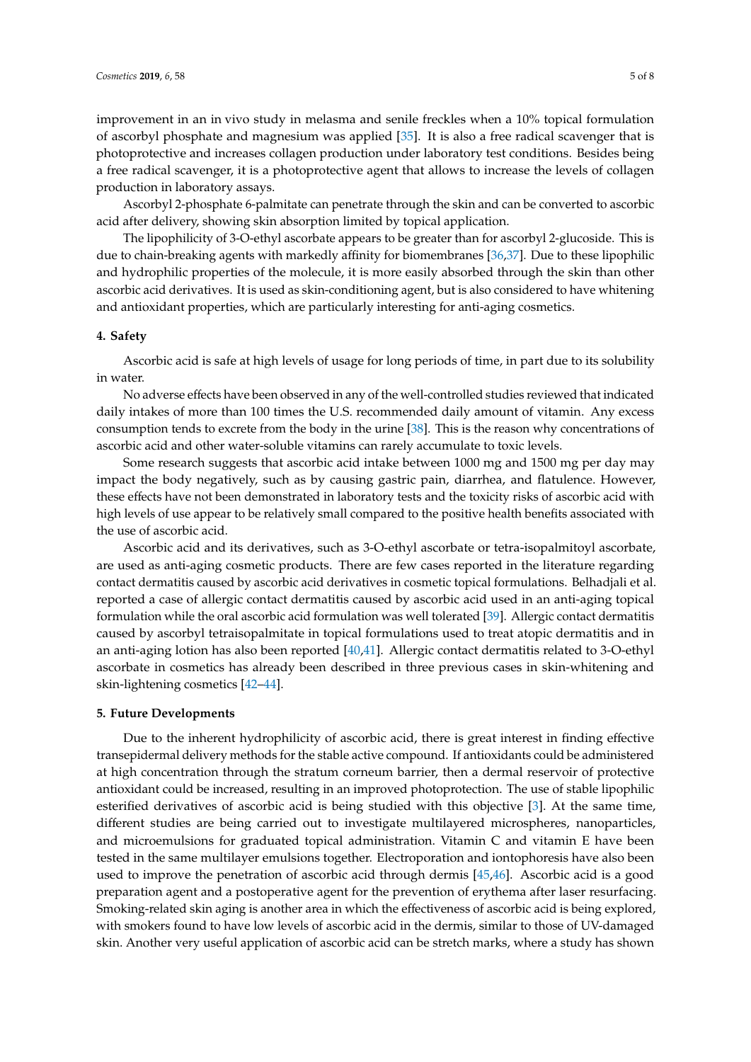improvement in an in vivo study in melasma and senile freckles when a 10% topical formulation of ascorbyl phosphate and magnesium was applied [35]. It is also a free radical scavenger that is photoprotective and increases collagen production under laboratory test conditions. Besides being a free radical scavenger, it is a photoprotective agent that allows to increase the levels of collagen production in laboratory assays.

Ascorbyl 2-phosphate 6-palmitate can penetrate through the skin and can be converted to ascorbic acid after delivery, showing skin absorption limited by topical application.

The lipophilicity of 3-O-ethyl ascorbate appears to be greater than for ascorbyl 2-glucoside. This is due to chain-breaking agents with markedly affinity for biomembranes [36,37]. Due to these lipophilic and hydrophilic properties of the molecule, it is more easily absorbed through the skin than other ascorbic acid derivatives. It is used as skin-conditioning agent, but is also considered to have whitening and antioxidant properties, which are particularly interesting for anti-aging cosmetics.

## 4. Safety

Ascorbic acid is safe at high levels of usage for long periods of time, in part due to its solubility in water.

No adverse effects have been observed in any of the well-controlled studies reviewed that indicated daily intakes of more than 100 times the U.S. recommended daily amount of vitamin. Any excess consumption tends to excrete from the body in the urine [38]. This is the reason why concentrations of ascorbic acid and other water-soluble vitamins can rarely accumulate to toxic levels.

Some research suggests that ascorbic acid intake between 1000 mg and 1500 mg per day may impact the body negatively, such as by causing gastric pain, diarrhea, and flatulence. However, these effects have not been demonstrated in laboratory tests and the toxicity risks of ascorbic acid with high levels of use appear to be relatively small compared to the positive health benefits associated with the use of ascorbic acid.

Ascorbic acid and its derivatives, such as 3-O-ethyl ascorbate or tetra-isopalmitoyl ascorbate, are used as anti-aging cosmetic products. There are few cases reported in the literature regarding contact dermatitis caused by ascorbic acid derivatives in cosmetic topical formulations. Belhadjali et al. reported a case of allergic contact dermatitis caused by ascorbic acid used in an anti-aging topical formulation while the oral ascorbic acid formulation was well tolerated [39]. Allergic contact dermatitis caused by ascorbyl tetraisopalmitate in topical formulations used to treat atopic dermatitis and in an anti-aging lotion has also been reported [40,41]. Allergic contact dermatitis related to 3-O-ethyl ascorbate in cosmetics has already been described in three previous cases in skin-whitening and skin-lightening cosmetics [42–44].

## 5. Future Developments

Due to the inherent hydrophilicity of ascorbic acid, there is great interest in finding effective transepidermal delivery methods for the stable active compound. If antioxidants could be administered at high concentration through the stratum corneum barrier, then a dermal reservoir of protective antioxidant could be increased, resulting in an improved photoprotection. The use of stable lipophilic esterified derivatives of ascorbic acid is being studied with this objective [3]. At the same time, different studies are being carried out to investigate multilayered microspheres, nanoparticles, and microemulsions for graduated topical administration. Vitamin C and vitamin E have been tested in the same multilayer emulsions together. Electroporation and iontophoresis have also been used to improve the penetration of ascorbic acid through dermis [45,46]. Ascorbic acid is a good preparation agent and a postoperative agent for the prevention of erythema after laser resurfacing. Smoking-related skin aging is another area in which the effectiveness of ascorbic acid is being explored, with smokers found to have low levels of ascorbic acid in the dermis, similar to those of UV-damaged skin. Another very useful application of ascorbic acid can be stretch marks, where a study has shown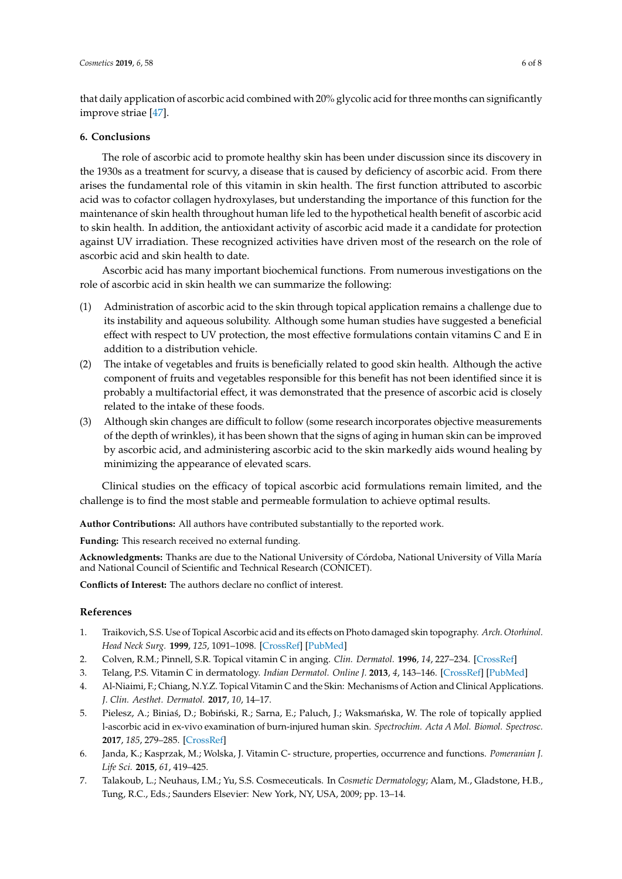that daily application of ascorbic acid combined with 20% glycolic acid for three months can significantly improve striae [47].

## 6. Conclusions

The role of ascorbic acid to promote healthy skin has been under discussion since its discovery in the 1930s as a treatment for scurvy, a disease that is caused by deficiency of ascorbic acid. From there arises the fundamental role of this vitamin in skin health. The first function attributed to ascorbic acid was to cofactor collagen hydroxylases, but understanding the importance of this function for the maintenance of skin health throughout human life led to the hypothetical health benefit of ascorbic acid to skin health. In addition, the antioxidant activity of ascorbic acid made it a candidate for protection against UV irradiation. These recognized activities have driven most of the research on the role of ascorbic acid and skin health to date.

Ascorbic acid has many important biochemical functions. From numerous investigations on the role of ascorbic acid in skin health we can summarize the following:

(1) Administration of ascorbic acid to the skin through topical application remains a challenge due to its instability and aqueous solubility. Although some human studies have suggested a beneficial effect with respect to UV protection, the most effective formulations contain vitamins C and E in addition to a distribution vehicle.

(2) The intake of vegetables and fruits is beneficially related to good skin health. Although the active component of fruits and vegetables responsible for this benefit has not been identified since it is probably a multifactorial effect, it was demonstrated that the presence of ascorbic acid is closely related to the intake of these foods.

(3) Although skin changes are difficult to follow (some research incorporates objective measurements of the depth of wrinkles), it has been shown that the signs of aging in human skin can be improved by ascorbic acid, and administering ascorbic acid to the skin markedly aids wound healing by minimizing the appearance of elevated scars.

Clinical studies on the efficacy of topical ascorbic acid formulations remain limited, and the challenge is to find the most stable and permeable formulation to achieve optimal results.

**Author Contributions:** All authors have contributed substantially to the reported work.

**Funding:** This research received no external funding.

**Acknowledgments:** Thanks are due to the National University of Córdoba, National University of Villa María and National Council of Scientific and Technical Research (CONICET).

**Conflicts of Interest:** The authors declare no conflict of interest.

## References

1. Traikovich, S.S. Use of Topical Ascorbic acid and its effects on Photo damaged skin topography. *Arch. Otorhinol. Head Neck Surg.* **1999**, *125*, 1091–1098. [CrossRef] [PubMed]
2. Colven, R.M.; Pinnell, S.R. Topical vitamin C in anging. *Clin. Dermatol.* **1996**, *14*, 227–234. [CrossRef]
3. Telang, P.S. Vitamin C in dermatology. *Indian Dermatol. Online J.* **2013**, *4*, 143–146. [CrossRef] [PubMed]
4. Al-Niaimi, F.; Chiang, N.Y.Z. Topical Vitamin C and the Skin: Mechanisms of Action and Clinical Applications. *J. Clin. Aesthet. Dermatol.* **2017**, *10*, 14–17.
5. Pielesz, A.; Biniaś, D.; Bobiński, R.; Sarna, E.; Paluch, J.; Waksmańska, W. The role of topically applied l-ascorbic acid in ex-vivo examination of burn-injured human skin. *Spectrochim. Acta A Mol. Biomol. Spectrosc.* **2017**, *185*, 279–285. [CrossRef]
6. Janda, K.; Kasprzak, M.; Wolska, J. Vitamin C- structure, properties, occurrence and functions. *Pomeranian J. Life Sci.* **2015**, *61*, 419–425.
7. Talakoub, L.; Neuhaus, I.M.; Yu, S.S. Cosmeceuticals. In *Cosmetic Dermatology*; Alam, M., Gladstone, H.B., Tung, R.C., Eds.; Saunders Elsevier: New York, NY, USA, 2009; pp. 13–14.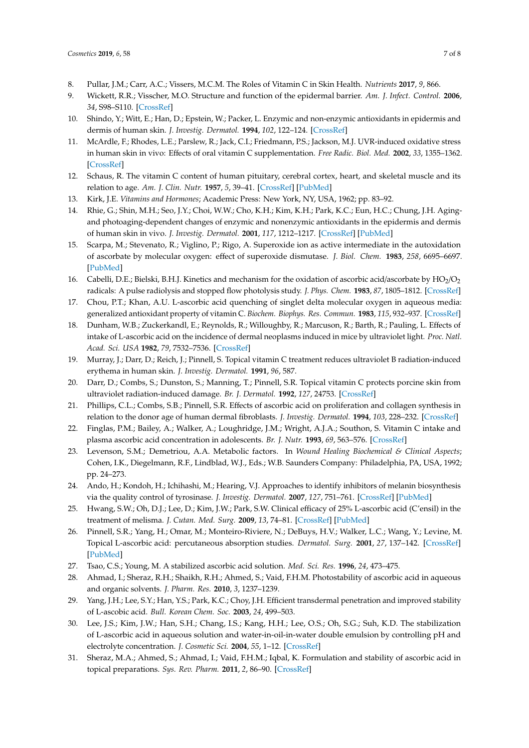8. Pullar, J.M.; Carr, A.C.; Vissers, M.C.M. The Roles of Vitamin C in Skin Health. *Nutrients* **2017**, *9*, 866.
9. Wickett, R.R.; Visscher, M.O. Structure and function of the epidermal barrier. *Am. J. Infect. Control.* **2006**, *34*, S98–S110. [CrossRef]
10. Shindo, Y.; Witt, E.; Han, D.; Epstein, W.; Packer, L. Enzymic and non-enzymic antioxidants in epidermis and dermis of human skin. *J. Investig. Dermatol.* **1994**, *102*, 122–124. [CrossRef]
11. McArdle, F.; Rhodes, L.E.; Parslew, R.; Jack, C.I.; Friedmann, P.S.; Jackson, M.J. UVR-induced oxidative stress in human skin in vivo: Effects of oral vitamin C supplementation. *Free Radic. Biol. Med.* **2002**, *33*, 1355–1362. [CrossRef]
12. Schaus, R. The vitamin C content of human pituitary, cerebral cortex, heart, and skeletal muscle and its relation to age. *Am. J. Clin. Nutr.* **1957**, *5*, 39–41. [CrossRef] [PubMed]
13. Kirk, J.E. *Vitamins and Hormones*; Academic Press: New York, NY, USA, 1962; pp. 83–92.
14. Rhie, G.; Shin, M.H.; Seo, J.Y.; Choi, W.W.; Cho, K.H.; Kim, K.H.; Park, K.C.; Eun, H.C.; Chung, J.H. Aging- and photoaging-dependent changes of enzymic and nonenzymic antioxidants in the epidermis and dermis of human skin in vivo. *J. Investig. Dermatol.* **2001**, *117*, 1212–1217. [CrossRef] [PubMed]
15. Scarpa, M.; Stevenato, R.; Viglino, P.; Rigo, A. Superoxide ion as active intermediate in the autoxidation of ascorbate by molecular oxygen: effect of superoxide dismutase. *J. Biol. Chem.* **1983**, *258*, 6695–6697. [PubMed]
16. Cabelli, D.E.; Bielski, B.H.J. Kinetics and mechanism for the oxidation of ascorbic acid/ascorbate by $HO_2/O_2$ radicals: A pulse radiolysis and stopped flow photolysis study. *J. Phys. Chem.* **1983**, *87*, 1805–1812. [CrossRef]
17. Chou, P.T.; Khan, A.U. L-ascorbic acid quenching of singlet delta molecular oxygen in aqueous media: generalized antioxidant property of vitamin C. *Biochem. Biophys. Res. Commun.* **1983**, *115*, 932–937. [CrossRef]
18. Dunham, W.B.; Zuckerkandl, E.; Reynolds, R.; Willoughby, R.; Marcuson, R.; Barth, R.; Pauling, L. Effects of intake of L-ascorbic acid on the incidence of dermal neoplasms induced in mice by ultraviolet light. *Proc. Natl. Acad. Sci. USA* **1982**, *79*, 7532–7536. [CrossRef]
19. Murray, J.; Darr, D.; Reich, J.; Pinnell, S. Topical vitamin C treatment reduces ultraviolet B radiation-induced erythema in human skin. *J. Investig. Dermatol.* **1991**, *96*, 587.
20. Darr, D.; Combs, S.; Dunston, S.; Manning, T.; Pinnell, S.R. Topical vitamin C protects porcine skin from ultraviolet radiation-induced damage. *Br. J. Dermatol.* **1992**, *127*, 24753. [CrossRef]
21. Phillips, C.L.; Combs, S.B.; Pinnell, S.R. Effects of ascorbic acid on proliferation and collagen synthesis in relation to the donor age of human dermal fibroblasts. *J. Investig. Dermatol.* **1994**, *103*, 228–232. [CrossRef]
22. Finglas, P.M.; Bailey, A.; Walker, A.; Loughridge, J.M.; Wright, A.J.A.; Southon, S. Vitamin C intake and plasma ascorbic acid concentration in adolescents. *Br. J. Nutr.* **1993**, *69*, 563–576. [CrossRef]
23. Levenson, S.M.; Demetriou, A.A. Metabolic factors. In *Wound Healing Biochemical & Clinical Aspects*; Cohen, I.K., Diegelmann, R.F., Lindblad, W.J., Eds.; W.B. Saunders Company: Philadelphia, PA, USA, 1992; pp. 24–273.
24. Ando, H.; Kondoh, H.; Ichihashi, M.; Hearing, V.J. Approaches to identify inhibitors of melanin biosynthesis via the quality control of tyrosinase. *J. Investig. Dermatol.* **2007**, *127*, 751–761. [CrossRef] [PubMed]
25. Hwang, S.W.; Oh, D.J.; Lee, D.; Kim, J.W.; Park, S.W. Clinical efficacy of 25% L-ascorbic acid (C'ensil) in the treatment of melisma. *J. Cutan. Med. Surg.* **2009**, *13*, 74–81. [CrossRef] [PubMed]
26. Pinnell, S.R.; Yang, H.; Omar, M.; Monteiro-Riviere, N.; DeBuys, H.V.; Walker, L.C.; Wang, Y.; Levine, M. Topical L-ascorbic acid: percutaneous absorption studies. *Dermatol. Surg.* **2001**, *27*, 137–142. [CrossRef] [PubMed]
27. Tsao, C.S.; Young, M. A stabilized ascorbic acid solution. *Med. Sci. Res.* **1996**, *24*, 473–475.
28. Ahmad, I.; Sheraz, R.H.; Shaikh, R.H.; Ahmed, S.; Vaid, F.H.M. Photostability of ascorbic acid in aqueous and organic solvents. *J. Pharm. Res.* **2010**, *3*, 1237–1239.
29. Yang, J.H.; Lee, S.Y.; Han, Y.S.; Park, K.C.; Choy, J.H. Efficient transdermal penetration and improved stability of L-ascobic acid. *Bull. Korean Chem. Soc.* **2003**, *24*, 499–503.
30. Lee, J.S.; Kim, J.W.; Han, S.H.; Chang, I.S.; Kang, H.H.; Lee, O.S.; Oh, S.G.; Suh, K.D. The stabilization of L-ascorbic acid in aqueous solution and water-in-oil-in-water double emulsion by controlling pH and electrolyte concentration. *J. Cosmetic Sci.* **2004**, *55*, 1–12. [CrossRef]
31. Sheraz, M.A.; Ahmed, S.; Ahmad, I.; Vaid, F.H.M.; Iqbal, K. Formulation and stability of ascorbic acid in topical preparations. *Sys. Rev. Pharm.* **2011**, *2*, 86–90. [CrossRef]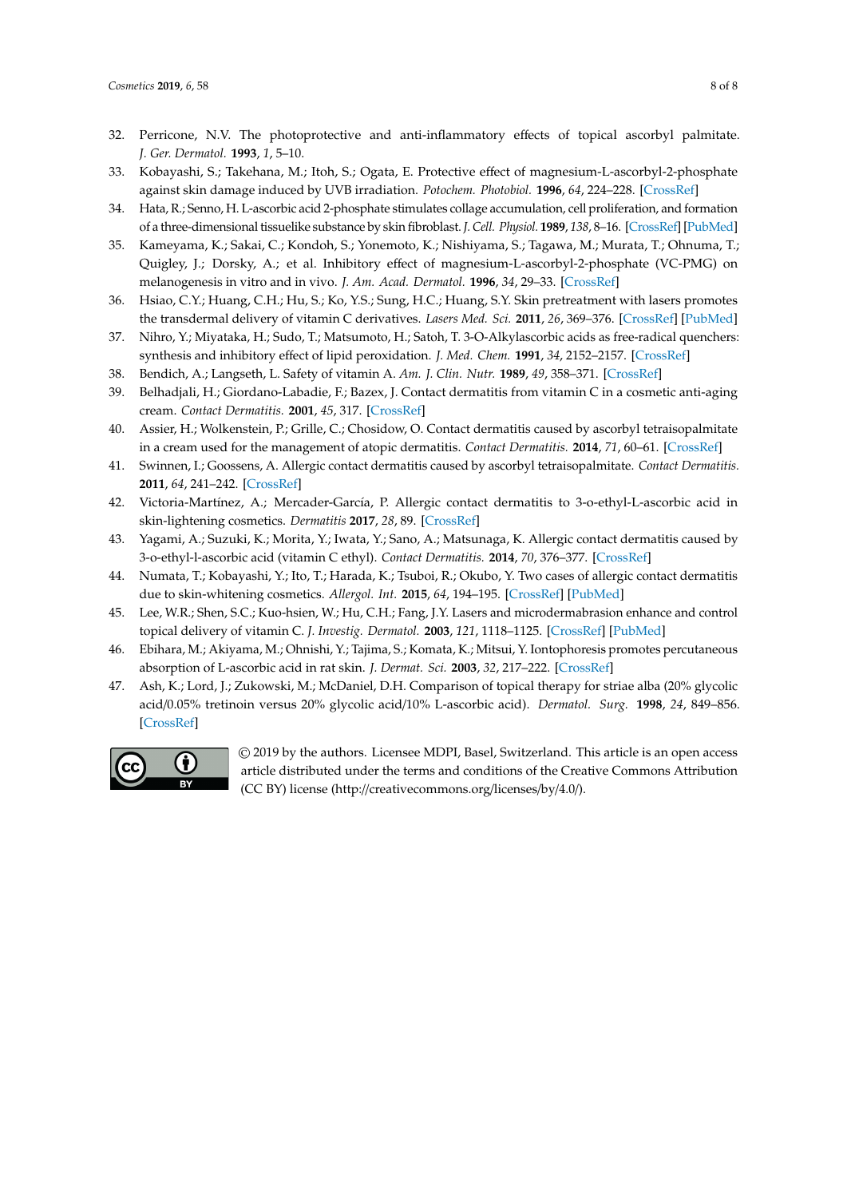32. Perricone, N.V. The photoprotective and anti-inflammatory effects of topical ascorbyl palmitate. *J. Ger. Dermatol.* **1993**, *1*, 5–10.
33. Kobayashi, S.; Takehana, M.; Itoh, S.; Ogata, E. Protective effect of magnesium-L-ascorbyl-2-phosphate against skin damage induced by UVB irradiation. *Potochem. Photobiol.* **1996**, *64*, 224–228. [CrossRef]
34. Hata, R.; Senno, H. L-ascorbic acid 2-phosphate stimulates collage accumulation, cell proliferation, and formation of a three-dimensional tissuelike substance by skin fibroblast. *J. Cell. Physiol.* **1989**, *138*, 8–16. [CrossRef] [PubMed]
35. Kameyama, K.; Sakai, C.; Kondoh, S.; Yonemoto, K.; Nishiyama, S.; Tagawa, M.; Murata, T.; Ohnuma, T.; Quigley, J.; Dorsky, A.; et al. Inhibitory effect of magnesium-L-ascorbyl-2-phosphate (VC-PMG) on melanogenesis in vitro and in vivo. *J. Am. Acad. Dermatol.* **1996**, *34*, 29–33. [CrossRef]
36. Hsiao, C.Y.; Huang, C.H.; Hu, S.; Ko, Y.S.; Sung, H.C.; Huang, S.Y. Skin pretreatment with lasers promotes the transdermal delivery of vitamin C derivatives. *Lasers Med. Sci.* **2011**, *26*, 369–376. [CrossRef] [PubMed]
37. Nihro, Y.; Miyataka, H.; Sudo, T.; Matsumoto, H.; Satoh, T. 3-O-Alkylascorbic acids as free-radical quenchers: synthesis and inhibitory effect of lipid peroxidation. *J. Med. Chem.* **1991**, *34*, 2152–2157. [CrossRef]
38. Bendich, A.; Langseth, L. Safety of vitamin A. *Am. J. Clin. Nutr.* **1989**, *49*, 358–371. [CrossRef]
39. Belhadjali, H.; Giordano-Labadie, F.; Bazex, J. Contact dermatitis from vitamin C in a cosmetic anti-aging cream. *Contact Dermatitis.* **2001**, *45*, 317. [CrossRef]
40. Assier, H.; Wolkenstein, P.; Grille, C.; Chosidow, O. Contact dermatitis caused by ascorbyl tetraisopalmitate in a cream used for the management of atopic dermatitis. *Contact Dermatitis.* **2014**, *71*, 60–61. [CrossRef]
41. Swinnen, I.; Goossens, A. Allergic contact dermatitis caused by ascorbyl tetraisopalmitate. *Contact Dermatitis.* **2011**, *64*, 241–242. [CrossRef]
42. Victoria-Martínez, A.; Mercader-García, P. Allergic contact dermatitis to 3-o-ethyl-L-ascorbic acid in skin-lightening cosmetics. *Dermatitis* **2017**, *28*, 89. [CrossRef]
43. Yagami, A.; Suzuki, K.; Morita, Y.; Iwata, Y.; Sano, A.; Matsunaga, K. Allergic contact dermatitis caused by 3-o-ethyl-l-ascorbic acid (vitamin C ethyl). *Contact Dermatitis.* **2014**, *70*, 376–377. [CrossRef]
44. Numata, T.; Kobayashi, Y.; Ito, T.; Harada, K.; Tsuboi, R.; Okubo, Y. Two cases of allergic contact dermatitis due to skin-whitening cosmetics. *Allergol. Int.* **2015**, *64*, 194–195. [CrossRef] [PubMed]
45. Lee, W.R.; Shen, S.C.; Kuo-hsien, W.; Hu, C.H.; Fang, J.Y. Lasers and microdermabrasion enhance and control topical delivery of vitamin C. *J. Investig. Dermatol.* **2003**, *121*, 1118–1125. [CrossRef] [PubMed]
46. Ebihara, M.; Akiyama, M.; Ohnishi, Y.; Tajima, S.; Komata, K.; Mitsui, Y. Iontophoresis promotes percutaneous absorption of L-ascorbic acid in rat skin. *J. Dermat. Sci.* **2003**, *32*, 217–222. [CrossRef]
47. Ash, K.; Lord, J.; Zukowski, M.; McDaniel, D.H. Comparison of topical therapy for striae alba (20% glycolic acid/0.05% tretinoin versus 20% glycolic acid/10% L-ascorbic acid). *Dermatol. Surg.* **1998**, *24*, 849–856. [CrossRef]

© 2019 by the authors. Licensee MDPI, Basel, Switzerland. This article is an open access article distributed under the terms and conditions of the Creative Commons Attribution (CC BY) license (http://creativecommons.org/licenses/by/4.0/).